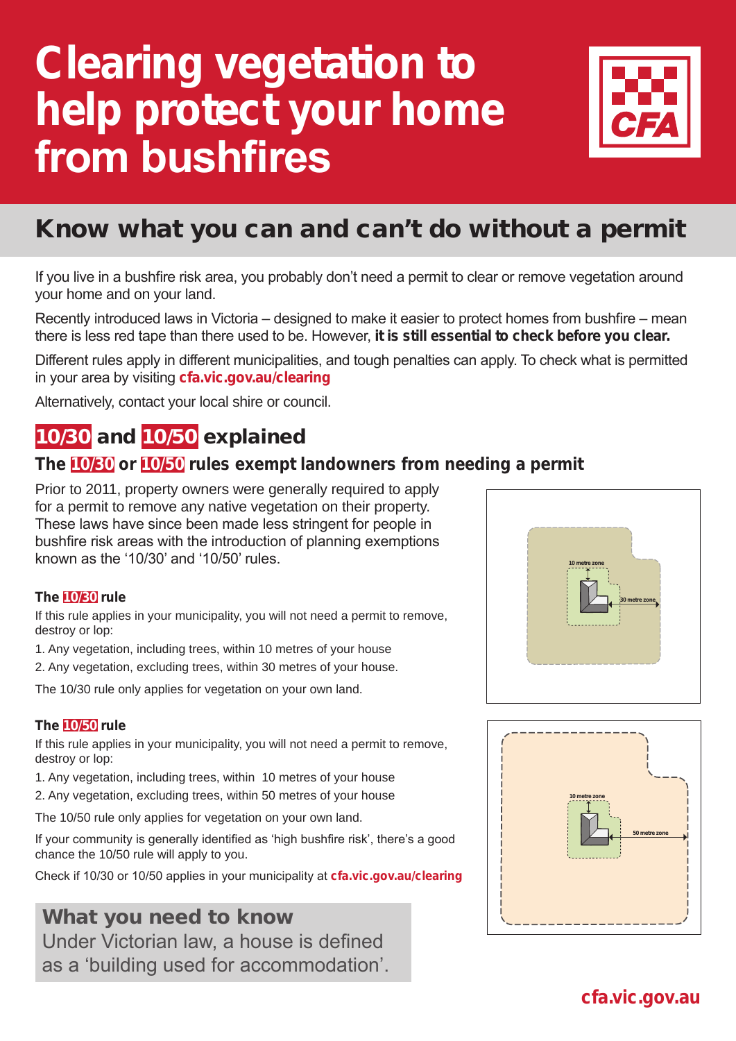# Clearing vegetation to help protect your home from bushfires

CFA

## Know what you can and can't do without a permit

If you live in a bushfire risk area, you probably don't need a permit to clear or remove vegetation around your home and on your land.

Recently introduced laws in Victoria – designed to make it easier to protect homes from bushfire – mean there is less red tape than there used to be. However, **it is still essential to check before you clear.**

Different rules apply in different municipalities, and tough penalties can apply. To check what is permitted in your area by visiting **cfa.vic.gov.au/clearing**

Alternatively, contact your local shire or council.

## 10/30 and 10/50 explained

### The 10/30 or 10/50 rules exempt landowners from needing a permit

Prior to 2011, property owners were generally required to apply for a permit to remove any native vegetation on their property. These laws have since been made less stringent for people in bushfire risk areas with the introduction of planning exemptions known as the '10/30' and '10/50' rules.

#### The 10/30 rule

If this rule applies in your municipality, you will not need a permit to remove, destroy or lop:

1. Any vegetation, including trees, within 10 metres of your house
2. Any vegetation, excluding trees, within 30 metres of your house.

The 10/30 rule only applies for vegetation on your own land.

10 metre zone

30 metre zone

#### The 10/50 rule

If this rule applies in your municipality, you will not need a permit to remove, destroy or lop:

1. Any vegetation, including trees, within 10 metres of your house
2. Any vegetation, excluding trees, within 50 metres of your house

The 10/50 rule only applies for vegetation on your own land.

If your community is generally identified as 'high bushfire risk', there's a good chance the 10/50 rule will apply to you.

Check if 10/30 or 10/50 applies in your municipality at **cfa.vic.gov.au/clearing**

10 metre zone

50 metre zone

**What you need to know**

Under Victorian law, a house is defined as a 'building used for accommodation'.

**cfa.vic.gov.au**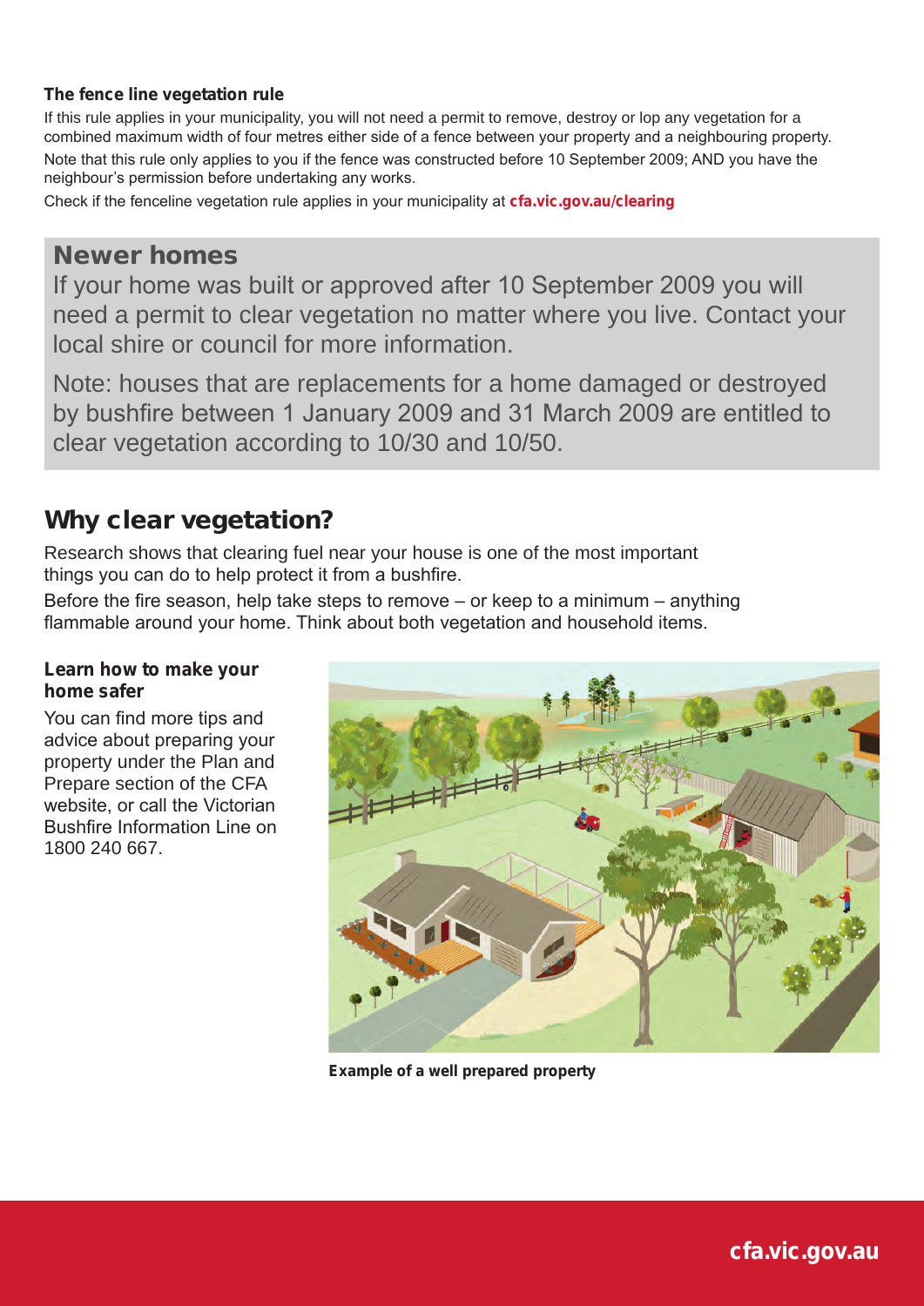### The fence line vegetation rule

If this rule applies in your municipality, you will not need a permit to remove, destroy or lop any vegetation for a combined maximum width of four metres either side of a fence between your property and a neighbouring property.

Note that this rule only applies to you if the fence was constructed before 10 September 2009; AND you have the neighbour's permission before undertaking any works.

Check if the fenceline vegetation rule applies in your municipality at **cfa.vic.gov.au/clearing**

## Newer homes

If your home was built or approved after 10 September 2009 you will need a permit to clear vegetation no matter where you live. Contact your local shire or council for more information.

Note: houses that are replacements for a home damaged or destroyed by bushfire between 1 January 2009 and 31 March 2009 are entitled to clear vegetation according to 10/30 and 10/50.

## Why clear vegetation?

Research shows that clearing fuel near your house is one of the most important things you can do to help protect it from a bushfire.

Before the fire season, help take steps to remove – or keep to a minimum – anything flammable around your home. Think about both vegetation and household items.

### Learn how to make your home safer

You can find more tips and advice about preparing your property under the Plan and Prepare section of the CFA website, or call the Victorian Bushfire Information Line on 1800 240 667.

**Example of a well prepared property**

cfa.vic.gov.au